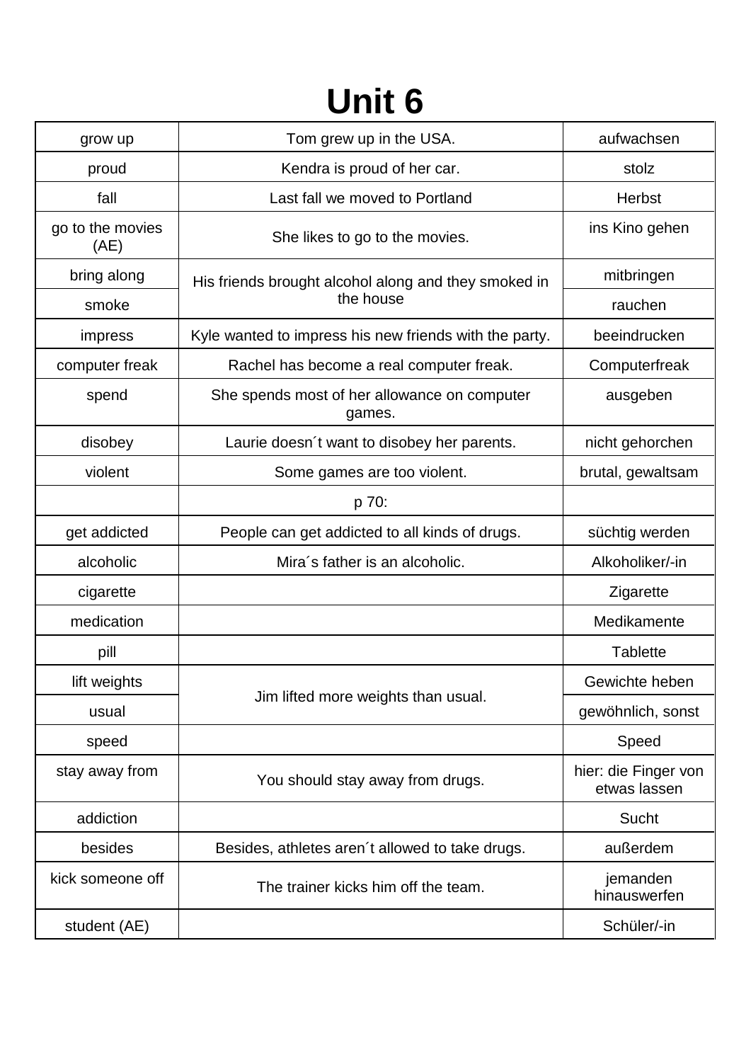# Unit 6

| grow up | Tom grew up in the USA. | aufwachsen |
|---|---|---|
| proud | Kendra is proud of her car. | stolz |
| fall | Last fall we moved to Portland | Herbst |
| go to the movies (AE) | She likes to go to the movies. | ins Kino gehen |
| bring along | His friends brought alcohol along and they smoked in the house | mitbringen |
| smoke | | rauchen |
| impress | Kyle wanted to impress his new friends with the party. | beeindrucken |
| computer freak | Rachel has become a real computer freak. | Computerfreak |
| spend | She spends most of her allowance on computer games. | ausgeben |
| disobey | Laurie doesn´t want to disobey her parents. | nicht gehorchen |
| violent | Some games are too violent. | brutal, gewaltsam |
| | p 70: | |
| get addicted | People can get addicted to all kinds of drugs. | süchtig werden |
| alcoholic | Mira´s father is an alcoholic. | Alkoholiker/-in |
| cigarette | | Zigarette |
| medication | | Medikamente |
| pill | | Tablette |
| lift weights | Jim lifted more weights than usual. | Gewichte heben |
| usual | | gewöhnlich, sonst |
| speed | | Speed |
| stay away from | You should stay away from drugs. | hier: die Finger von etwas lassen |
| addiction | | Sucht |
| besides | Besides, athletes aren´t allowed to take drugs. | außerdem |
| kick someone off | The trainer kicks him off the team. | jemanden hinauswerfen |
| student (AE) | | Schüler/-in |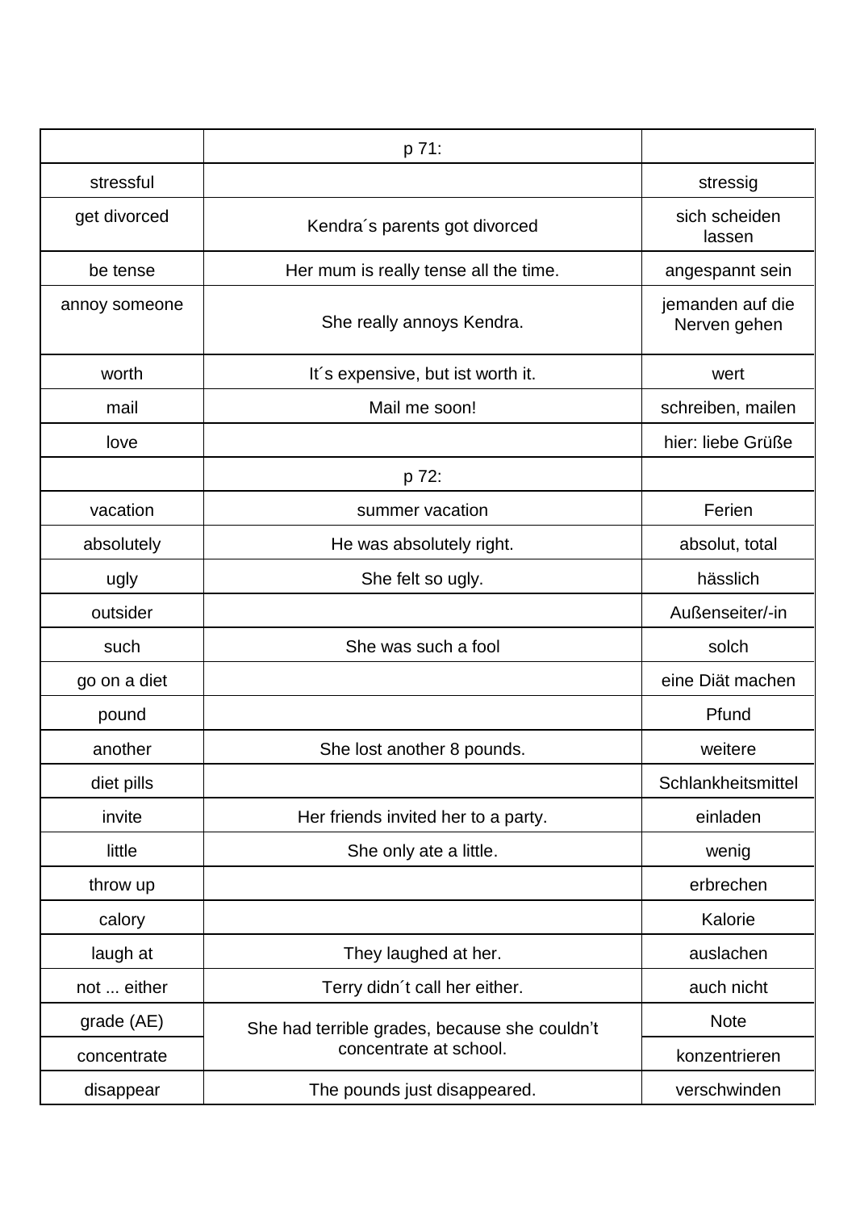| | p 71: | |
|---|---|---|
| stressful | | stressig |
| get divorced | Kendra´s parents got divorced | sich scheiden lassen |
| be tense | Her mum is really tense all the time. | angespannt sein |
| annoy someone | She really annoys Kendra. | jemanden auf die Nerven gehen |
| worth | It´s expensive, but ist worth it. | wert |
| mail | Mail me soon! | schreiben, mailen |
| love | | hier: liebe Grüße |
| | p 72: | |
| vacation | summer vacation | Ferien |
| absolutely | He was absolutely right. | absolut, total |
| ugly | She felt so ugly. | hässlich |
| outsider | | Außenseiter/-in |
| such | She was such a fool | solch |
| go on a diet | | eine Diät machen |
| pound | | Pfund |
| another | She lost another 8 pounds. | weitere |
| diet pills | | Schlankheitsmittel |
| invite | Her friends invited her to a party. | einladen |
| little | She only ate a little. | wenig |
| throw up | | erbrechen |
| calory | | Kalorie |
| laugh at | They laughed at her. | auslachen |
| not ... either | Terry didn´t call her either. | auch nicht |
| grade (AE) | She had terrible grades, because she couldn't concentrate at school. | Note |
| concentrate | | konzentrieren |
| disappear | The pounds just disappeared. | verschwinden |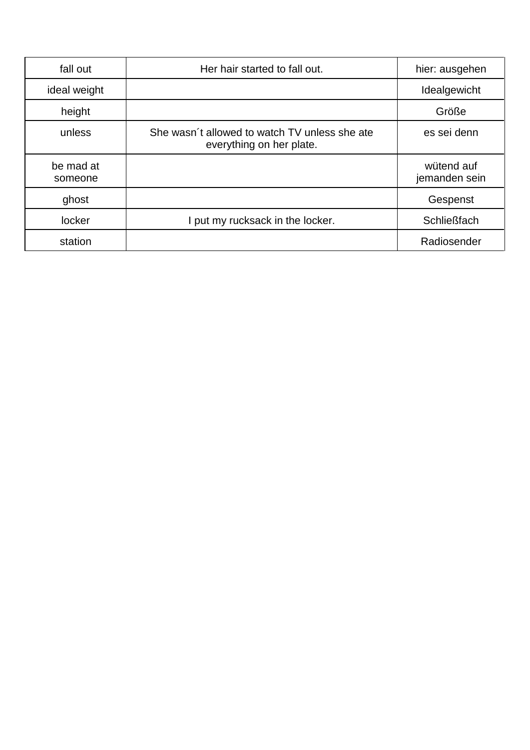| | | |
|---|---|---|
| fall out | Her hair started to fall out. | hier: ausgehen |
| ideal weight | | Idealgewicht |
| height | | Größe |
| unless | She wasn´t allowed to watch TV unless she ate everything on her plate. | es sei denn |
| be mad at someone | | wütend auf jemanden sein |
| ghost | | Gespenst |
| locker | I put my rucksack in the locker. | Schließfach |
| station | | Radiosender |